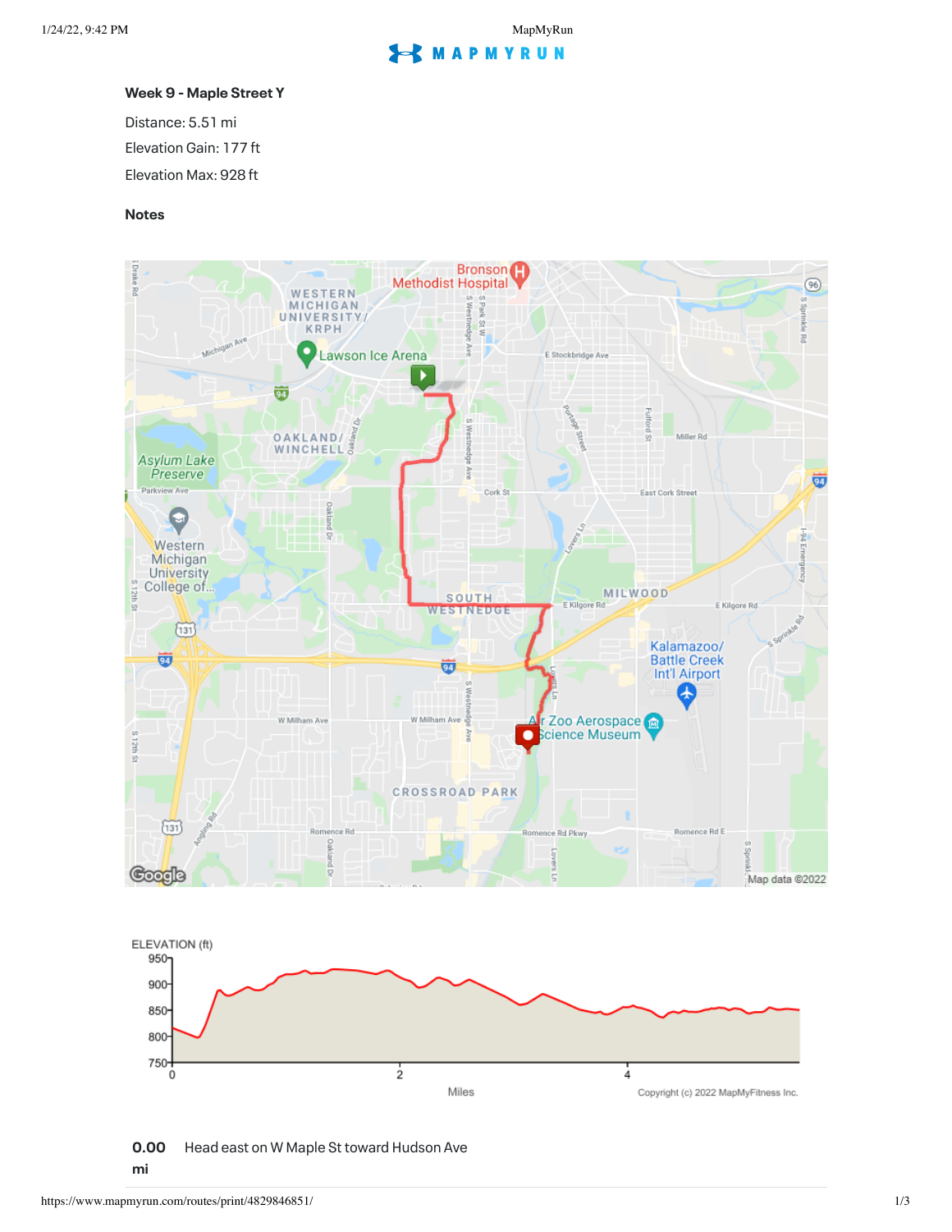**Week 9 - Maple Street Y**

Distance: 5.51 mi

Elevation Gain: 177 ft

Elevation Max: 928 ft

**Notes**

| | |
|---|---|
| **0.00 mi** | Head east on W Maple St toward Hudson Ave |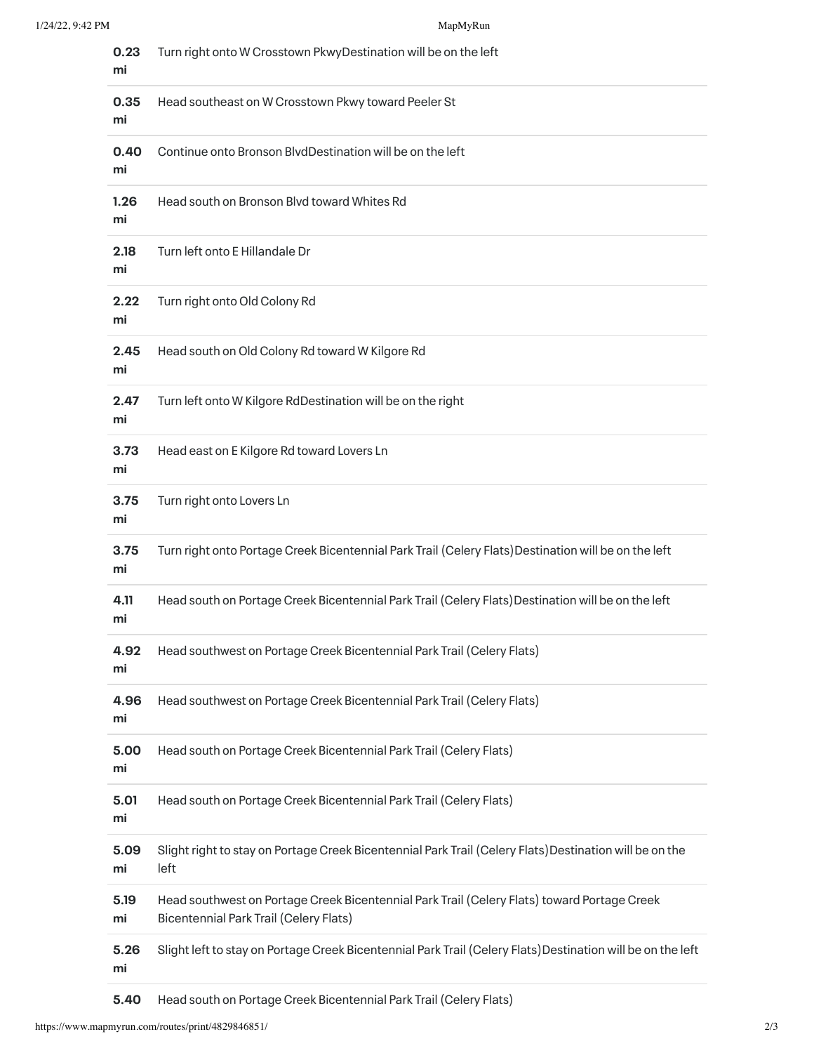| | |
|---|---|
| 0.23 mi | Turn right onto W Crosstown PkwyDestination will be on the left |
| 0.35 mi | Head southeast on W Crosstown Pkwy toward Peeler St |
| 0.40 mi | Continue onto Bronson BlvdDestination will be on the left |
| 1.26 mi | Head south on Bronson Blvd toward Whites Rd |
| 2.18 mi | Turn left onto E Hillandale Dr |
| 2.22 mi | Turn right onto Old Colony Rd |
| 2.45 mi | Head south on Old Colony Rd toward W Kilgore Rd |
| 2.47 mi | Turn left onto W Kilgore RdDestination will be on the right |
| 3.73 mi | Head east on E Kilgore Rd toward Lovers Ln |
| 3.75 mi | Turn right onto Lovers Ln |
| 3.75 mi | Turn right onto Portage Creek Bicentennial Park Trail (Celery Flats)Destination will be on the left |
| 4.11 mi | Head south on Portage Creek Bicentennial Park Trail (Celery Flats)Destination will be on the left |
| 4.92 mi | Head southwest on Portage Creek Bicentennial Park Trail (Celery Flats) |
| 4.96 mi | Head southwest on Portage Creek Bicentennial Park Trail (Celery Flats) |
| 5.00 mi | Head south on Portage Creek Bicentennial Park Trail (Celery Flats) |
| 5.01 mi | Head south on Portage Creek Bicentennial Park Trail (Celery Flats) |
| 5.09 mi | Slight right to stay on Portage Creek Bicentennial Park Trail (Celery Flats)Destination will be on the left |
| 5.19 mi | Head southwest on Portage Creek Bicentennial Park Trail (Celery Flats) toward Portage Creek Bicentennial Park Trail (Celery Flats) |
| 5.26 mi | Slight left to stay on Portage Creek Bicentennial Park Trail (Celery Flats)Destination will be on the left |
| 5.40 | Head south on Portage Creek Bicentennial Park Trail (Celery Flats) |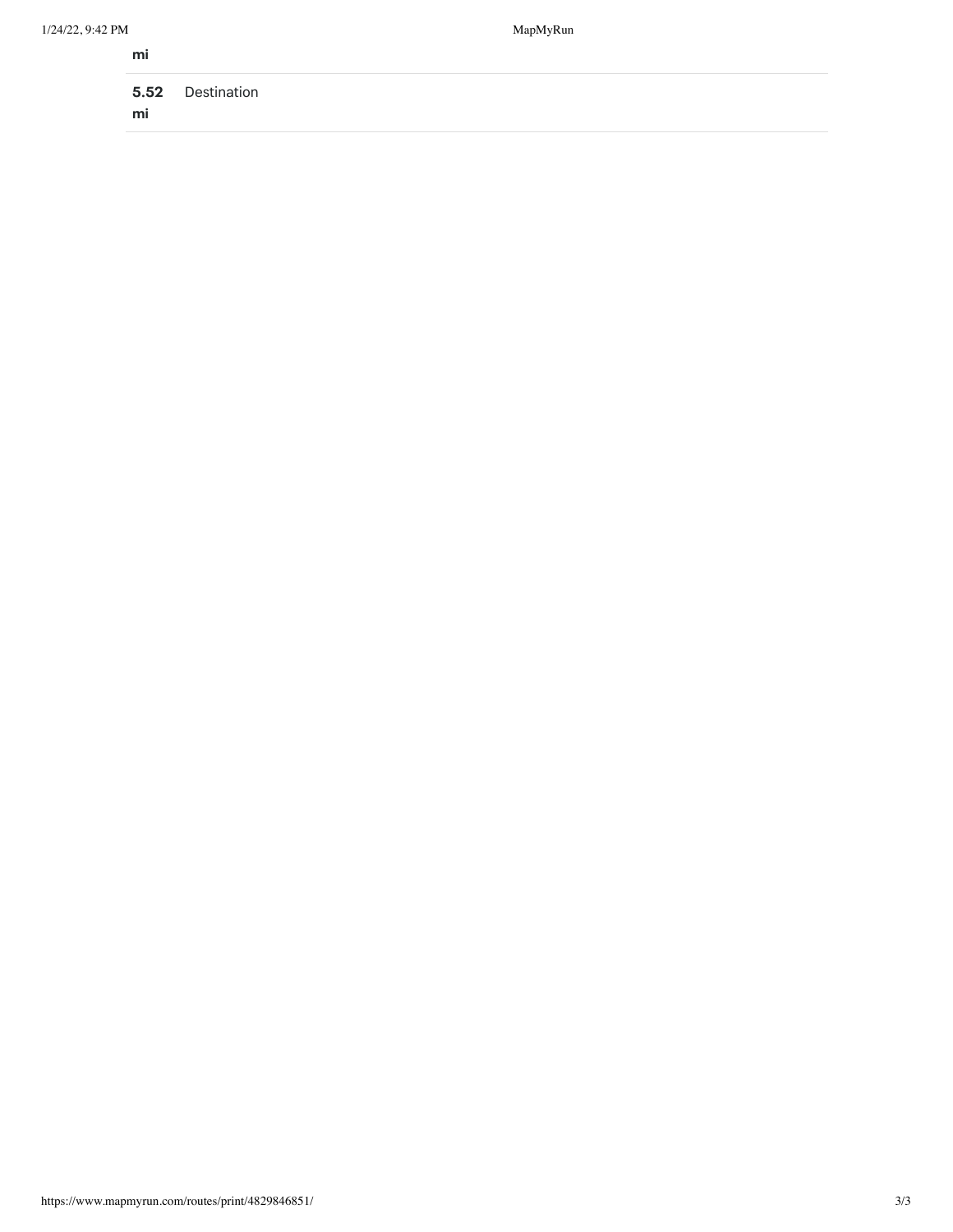mi

| | |
|---|---|
| 5.52 mi | Destination |